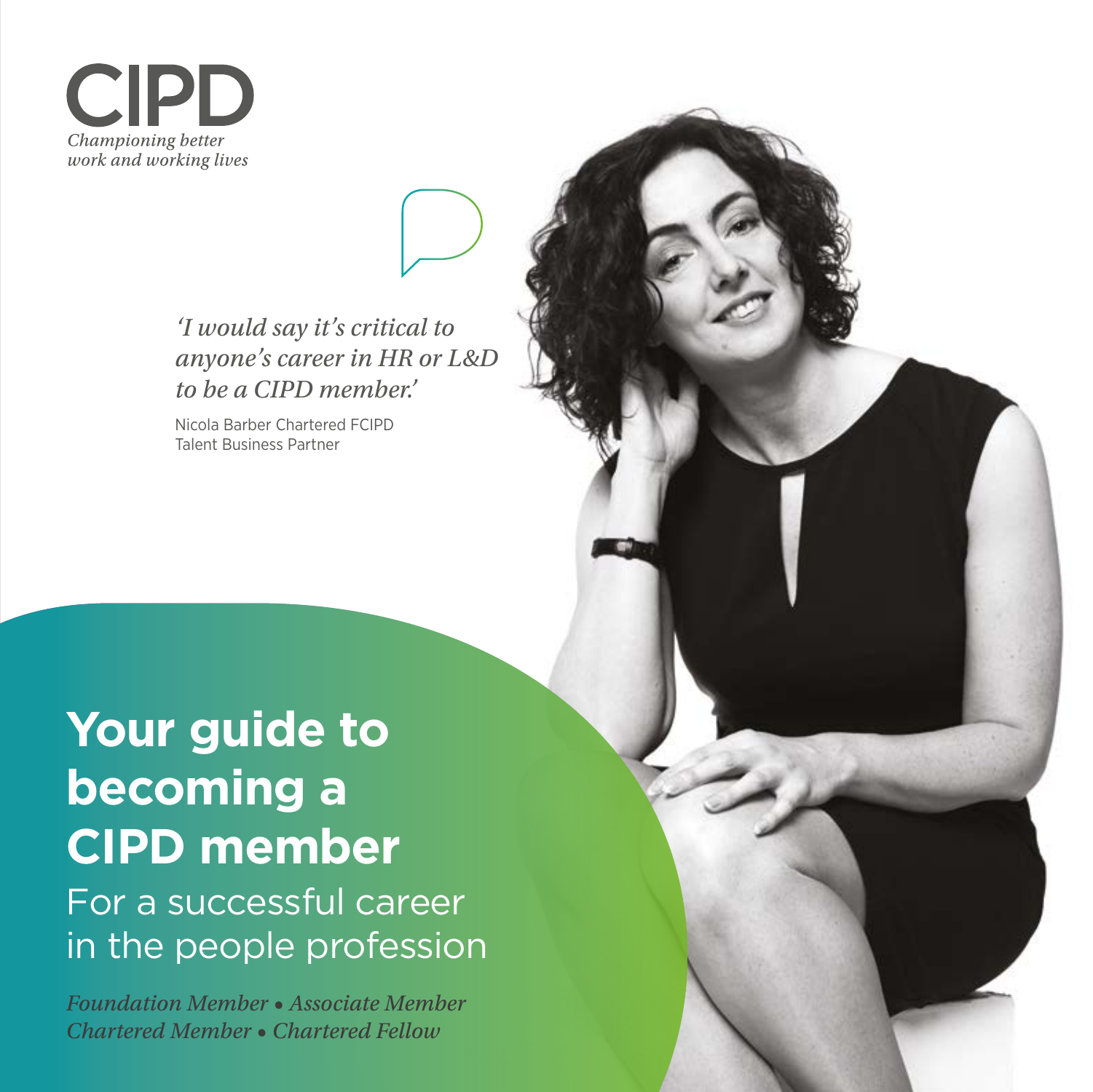CIPD

*Championing better work and working lives*

*'I would say it's critical to anyone's career in HR or L&D to be a CIPD member.'*

Nicola Barber Chartered FCIPD
Talent Business Partner

# Your guide to becoming a CIPD member

For a successful career in the people profession

*Foundation Member • Associate Member*
*Chartered Member • Chartered Fellow*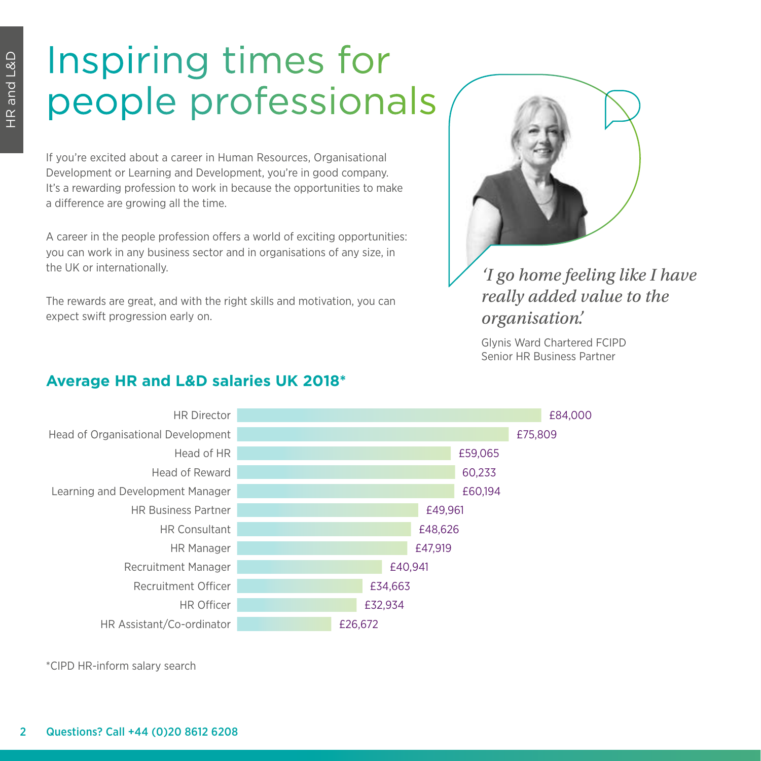# Inspiring times for people professionals

If you're excited about a career in Human Resources, Organisational Development or Learning and Development, you're in good company. It's a rewarding profession to work in because the opportunities to make a difference are growing all the time.

A career in the people profession offers a world of exciting opportunities: you can work in any business sector and in organisations of any size, in the UK or internationally.

The rewards are great, and with the right skills and motivation, you can expect swift progression early on.

*'I go home feeling like I have really added value to the organisation.'*

Glynis Ward Chartered FCIPD
Senior HR Business Partner

## Average HR and L&D salaries UK 2018*

| Role | Salary |
| --- | --- |
| HR Director | £84,000 |
| Head of Organisational Development | £75,809 |
| Head of HR | £59,065 |
| Head of Reward | 60,233 |
| Learning and Development Manager | £60,194 |
| HR Business Partner | £49,961 |
| HR Consultant | £48,626 |
| HR Manager | £47,919 |
| Recruitment Manager | £40,941 |
| Recruitment Officer | £34,663 |
| HR Officer | £32,934 |
| HR Assistant/Co-ordinator | £26,672 |

*CIPD HR-inform salary search

Questions? Call +44 (0)20 8612 6208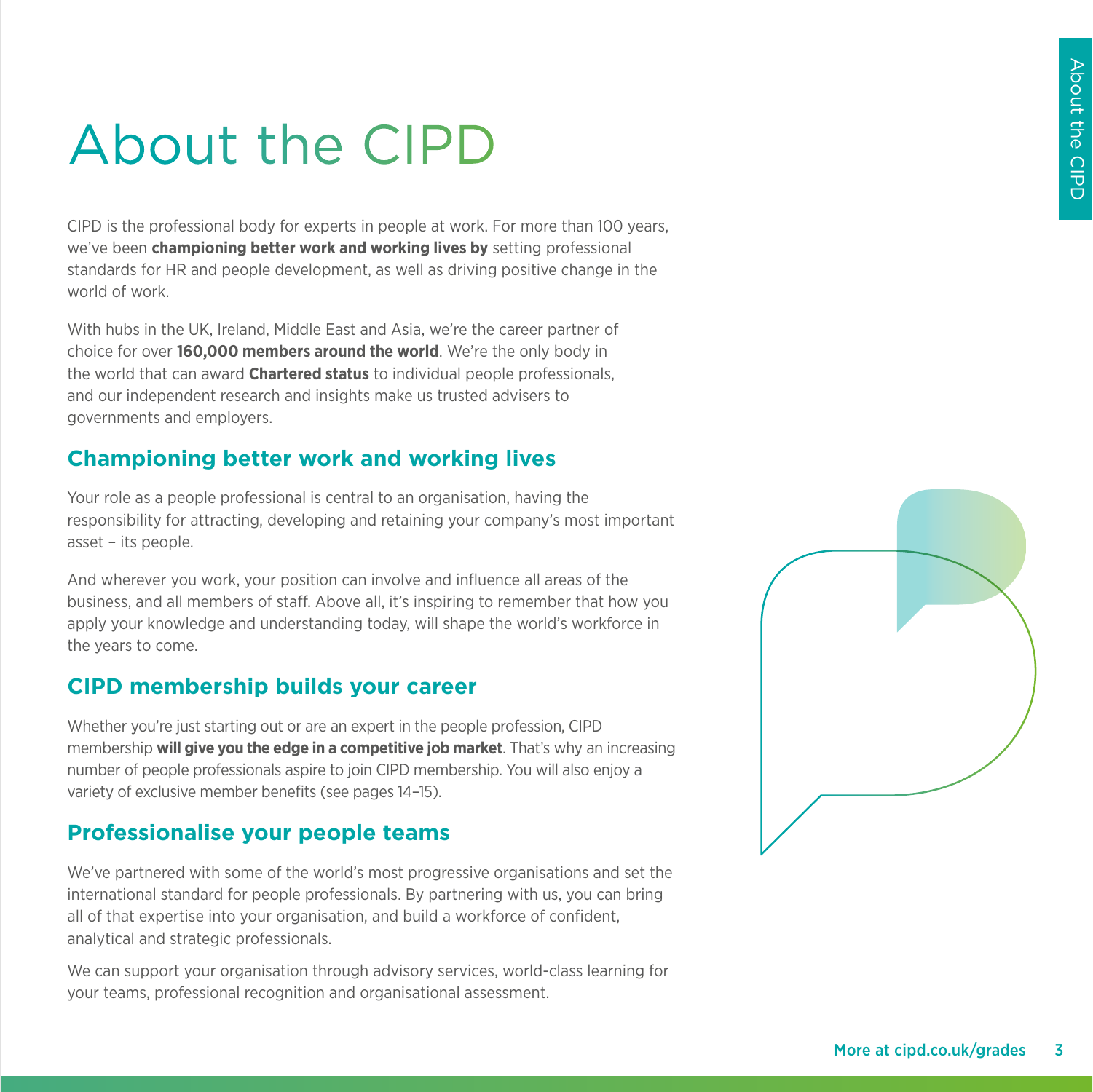# About the CIPD

CIPD is the professional body for experts in people at work. For more than 100 years, we've been **championing better work and working lives by** setting professional standards for HR and people development, as well as driving positive change in the world of work.

With hubs in the UK, Ireland, Middle East and Asia, we're the career partner of choice for over **160,000 members around the world**. We're the only body in the world that can award **Chartered status** to individual people professionals, and our independent research and insights make us trusted advisers to governments and employers.

## Championing better work and working lives

Your role as a people professional is central to an organisation, having the responsibility for attracting, developing and retaining your company's most important asset – its people.

And wherever you work, your position can involve and influence all areas of the business, and all members of staff. Above all, it's inspiring to remember that how you apply your knowledge and understanding today, will shape the world's workforce in the years to come.

## CIPD membership builds your career

Whether you're just starting out or are an expert in the people profession, CIPD membership **will give you the edge in a competitive job market**. That's why an increasing number of people professionals aspire to join CIPD membership. You will also enjoy a variety of exclusive member benefits (see pages 14–15).

## Professionalise your people teams

We've partnered with some of the world's most progressive organisations and set the international standard for people professionals. By partnering with us, you can bring all of that expertise into your organisation, and build a workforce of confident, analytical and strategic professionals.

We can support your organisation through advisory services, world-class learning for your teams, professional recognition and organisational assessment.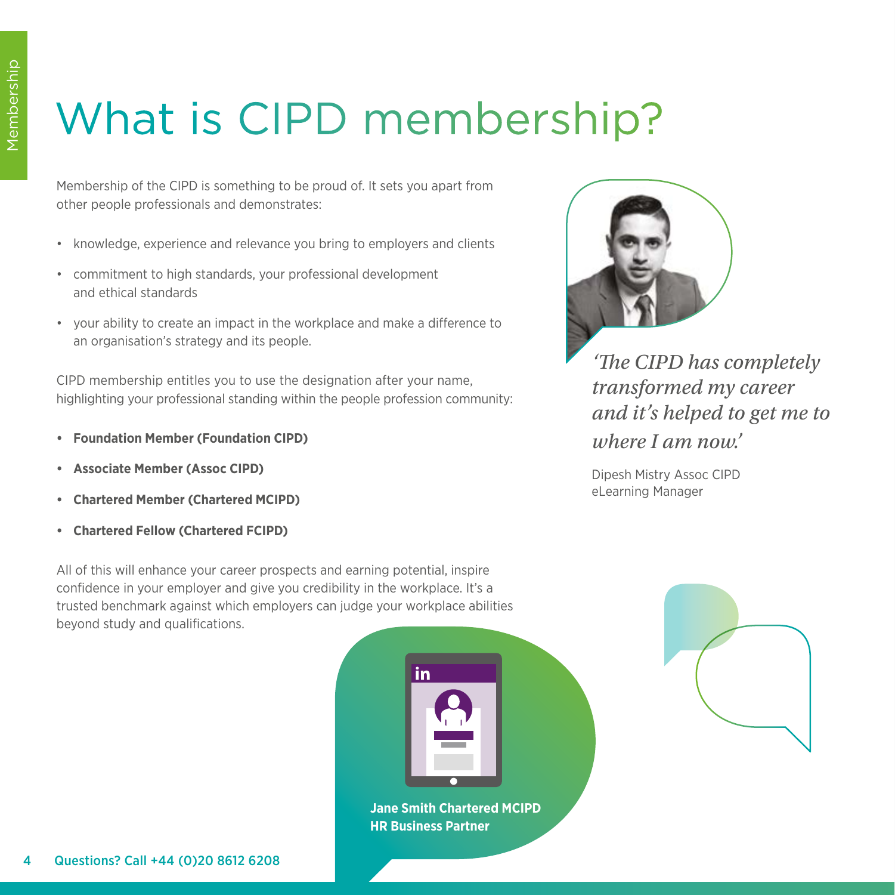# What is CIPD membership?

Membership of the CIPD is something to be proud of. It sets you apart from other people professionals and demonstrates:

- knowledge, experience and relevance you bring to employers and clients
- commitment to high standards, your professional development and ethical standards
- your ability to create an impact in the workplace and make a difference to an organisation's strategy and its people.

CIPD membership entitles you to use the designation after your name, highlighting your professional standing within the people profession community:

- **Foundation Member (Foundation CIPD)**
- **Associate Member (Assoc CIPD)**
- **Chartered Member (Chartered MCIPD)**
- **Chartered Fellow (Chartered FCIPD)**

All of this will enhance your career prospects and earning potential, inspire confidence in your employer and give you credibility in the workplace. It's a trusted benchmark against which employers can judge your workplace abilities beyond study and qualifications.

*'The CIPD has completely transformed my career and it's helped to get me to where I am now.'*

Dipesh Mistry Assoc CIPD
eLearning Manager

**Jane Smith Chartered MCIPD**
**HR Business Partner**

Questions? Call +44 (0)20 8612 6208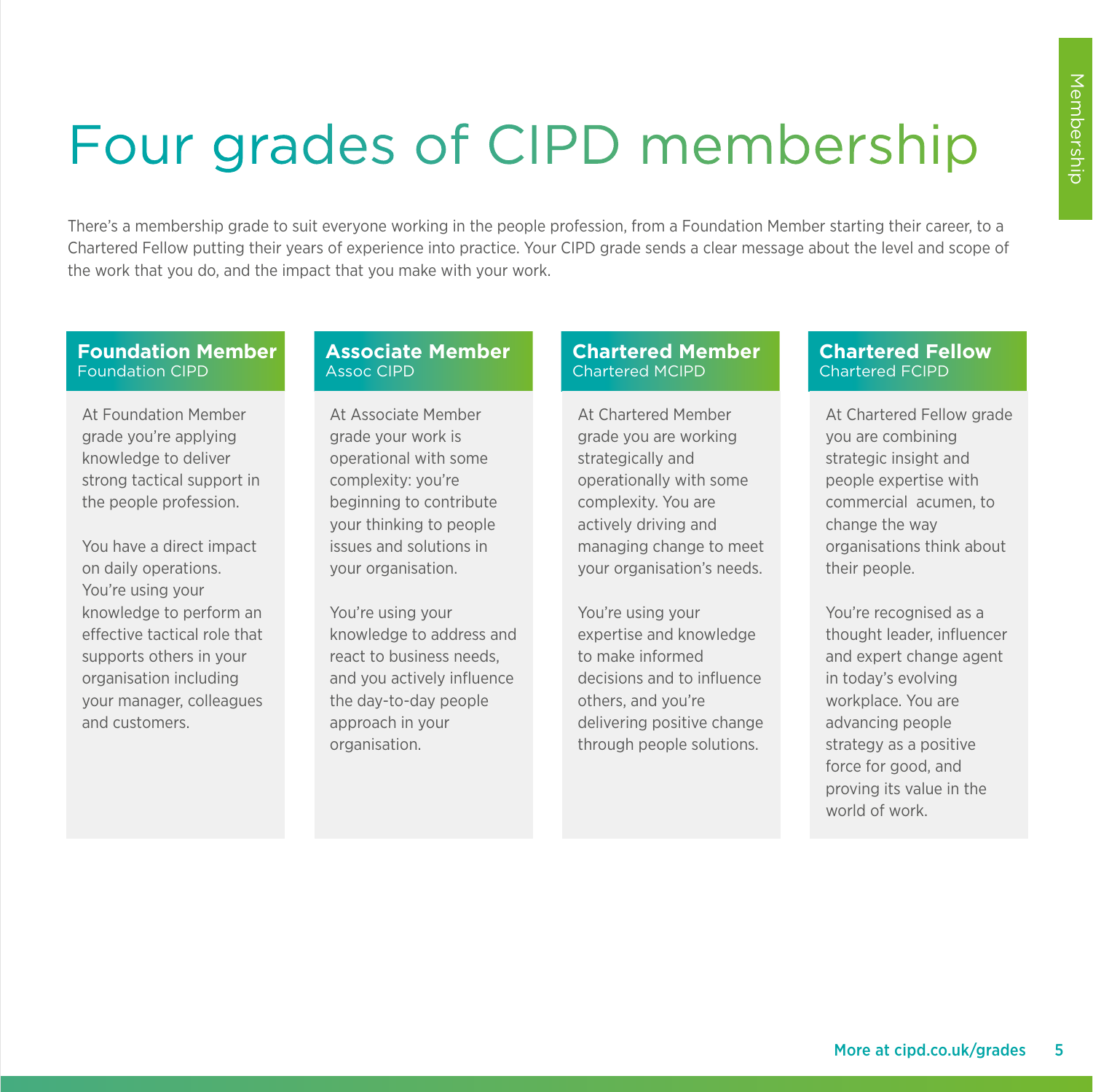# Four grades of CIPD membership

There's a membership grade to suit everyone working in the people profession, from a Foundation Member starting their career, to a Chartered Fellow putting their years of experience into practice. Your CIPD grade sends a clear message about the level and scope of the work that you do, and the impact that you make with your work.

## Foundation Member

Foundation CIPD

At Foundation Member grade you're applying knowledge to deliver strong tactical support in the people profession.

You have a direct impact on daily operations. You're using your knowledge to perform an effective tactical role that supports others in your organisation including your manager, colleagues and customers.

## Associate Member

Assoc CIPD

At Associate Member grade your work is operational with some complexity: you're beginning to contribute your thinking to people issues and solutions in your organisation.

You're using your knowledge to address and react to business needs, and you actively influence the day-to-day people approach in your organisation.

## Chartered Member

Chartered MCIPD

At Chartered Member grade you are working strategically and operationally with some complexity. You are actively driving and managing change to meet your organisation's needs.

You're using your expertise and knowledge to make informed decisions and to influence others, and you're delivering positive change through people solutions.

## Chartered Fellow

Chartered FCIPD

At Chartered Fellow grade you are combining strategic insight and people expertise with commercial acumen, to change the way organisations think about their people.

You're recognised as a thought leader, influencer and expert change agent in today's evolving workplace. You are advancing people strategy as a positive force for good, and proving its value in the world of work.

More at cipd.co.uk/grades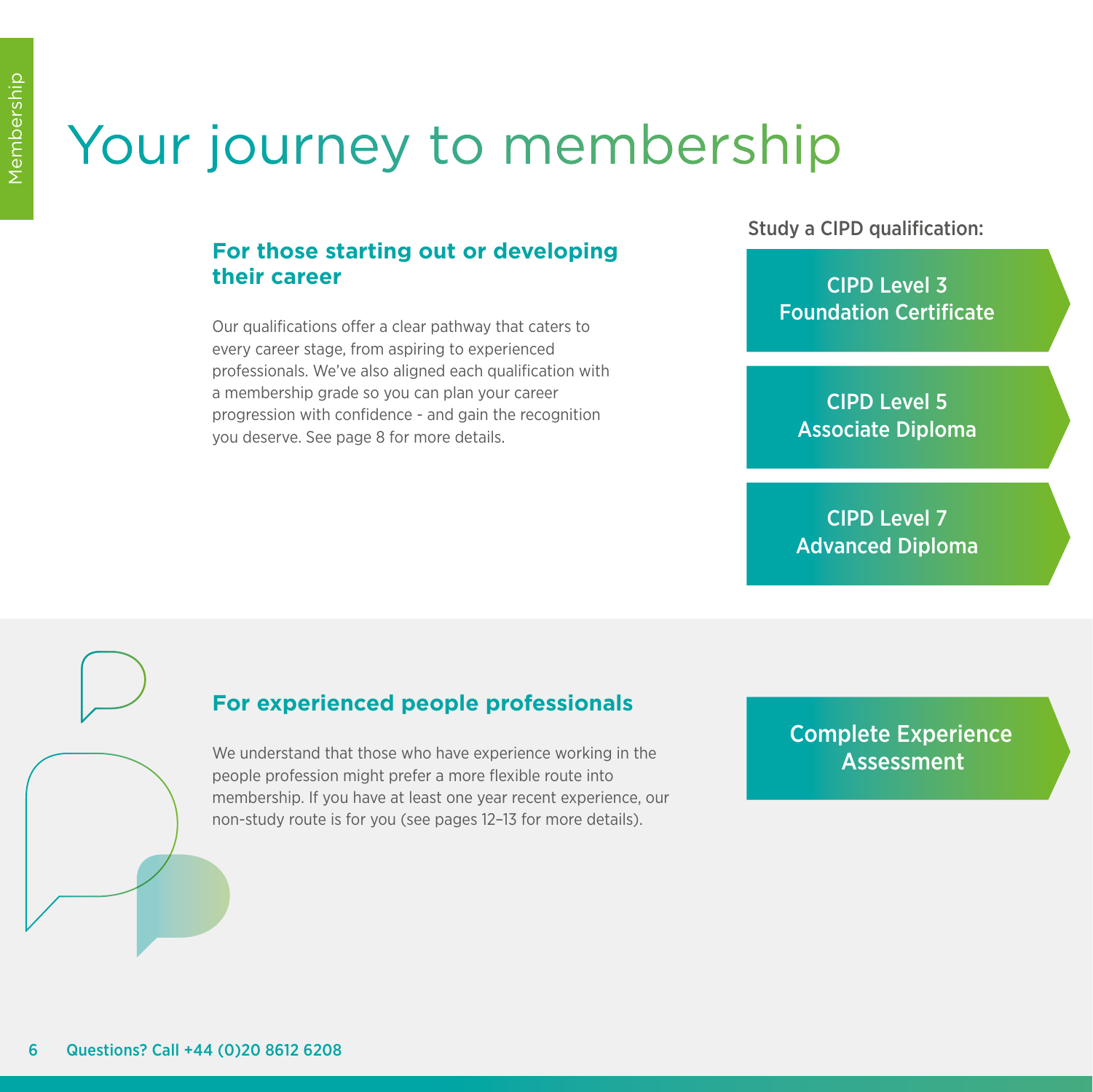# Your journey to membership

## For those starting out or developing their career

Our qualifications offer a clear pathway that caters to every career stage, from aspiring to experienced professionals. We've also aligned each qualification with a membership grade so you can plan your career progression with confidence - and gain the recognition you deserve. See page 8 for more details.

Study a CIPD qualification:

- CIPD Level 3 Foundation Certificate
- CIPD Level 5 Associate Diploma
- CIPD Level 7 Advanced Diploma

## For experienced people professionals

We understand that those who have experience working in the people profession might prefer a more flexible route into membership. If you have at least one year recent experience, our non-study route is for you (see pages 12–13 for more details).

- Complete Experience Assessment

Questions? Call +44 (0)20 8612 6208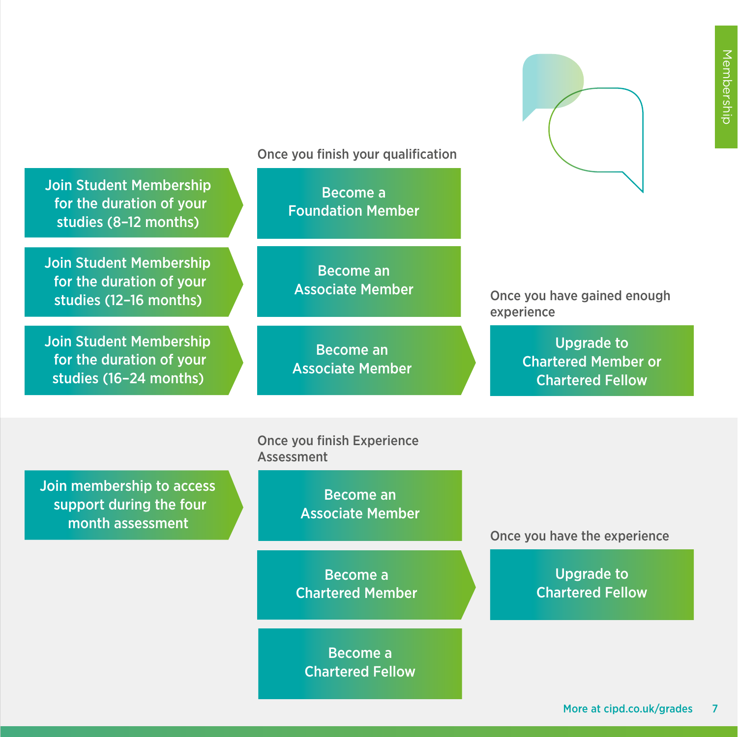Once you finish your qualification

- Join Student Membership for the duration of your studies (8–12 months) → Become a Foundation Member
- Join Student Membership for the duration of your studies (12–16 months) → Become an Associate Member
- Join Student Membership for the duration of your studies (16–24 months) → Become an Associate Member → Once you have gained enough experience: Upgrade to Chartered Member or Chartered Fellow

Once you finish Experience Assessment

- Join membership to access support during the four month assessment →
  - Become an Associate Member
  - Become a Chartered Member → Once you have the experience: Upgrade to Chartered Fellow
  - Become a Chartered Fellow

More at cipd.co.uk/grades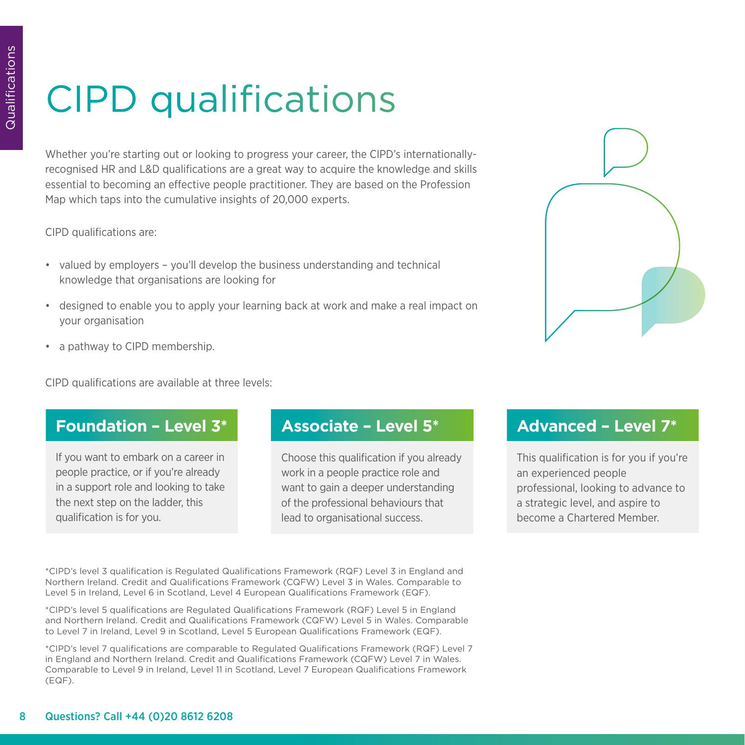# CIPD qualifications

Whether you're starting out or looking to progress your career, the CIPD's internationally-recognised HR and L&D qualifications are a great way to acquire the knowledge and skills essential to becoming an effective people practitioner. They are based on the Profession Map which taps into the cumulative insights of 20,000 experts.

CIPD qualifications are:

- valued by employers – you'll develop the business understanding and technical knowledge that organisations are looking for
- designed to enable you to apply your learning back at work and make a real impact on your organisation
- a pathway to CIPD membership.

CIPD qualifications are available at three levels:

## Foundation – Level 3*

If you want to embark on a career in people practice, or if you're already in a support role and looking to take the next step on the ladder, this qualification is for you.

## Associate – Level 5*

Choose this qualification if you already work in a people practice role and want to gain a deeper understanding of the professional behaviours that lead to organisational success.

## Advanced – Level 7*

This qualification is for you if you're an experienced people professional, looking to advance to a strategic level, and aspire to become a Chartered Member.

*CIPD's level 3 qualification is Regulated Qualifications Framework (RQF) Level 3 in England and Northern Ireland. Credit and Qualifications Framework (CQFW) Level 3 in Wales. Comparable to Level 5 in Ireland, Level 6 in Scotland, Level 4 European Qualifications Framework (EQF).

*CIPD's level 5 qualifications are Regulated Qualifications Framework (RQF) Level 5 in England and Northern Ireland. Credit and Qualifications Framework (CQFW) Level 5 in Wales. Comparable to Level 7 in Ireland, Level 9 in Scotland, Level 5 European Qualifications Framework (EQF).

*CIPD's level 7 qualifications are comparable to Regulated Qualifications Framework (RQF) Level 7 in England and Northern Ireland. Credit and Qualifications Framework (CQFW) Level 7 in Wales. Comparable to Level 9 in Ireland, Level 11 in Scotland, Level 7 European Qualifications Framework (EQF).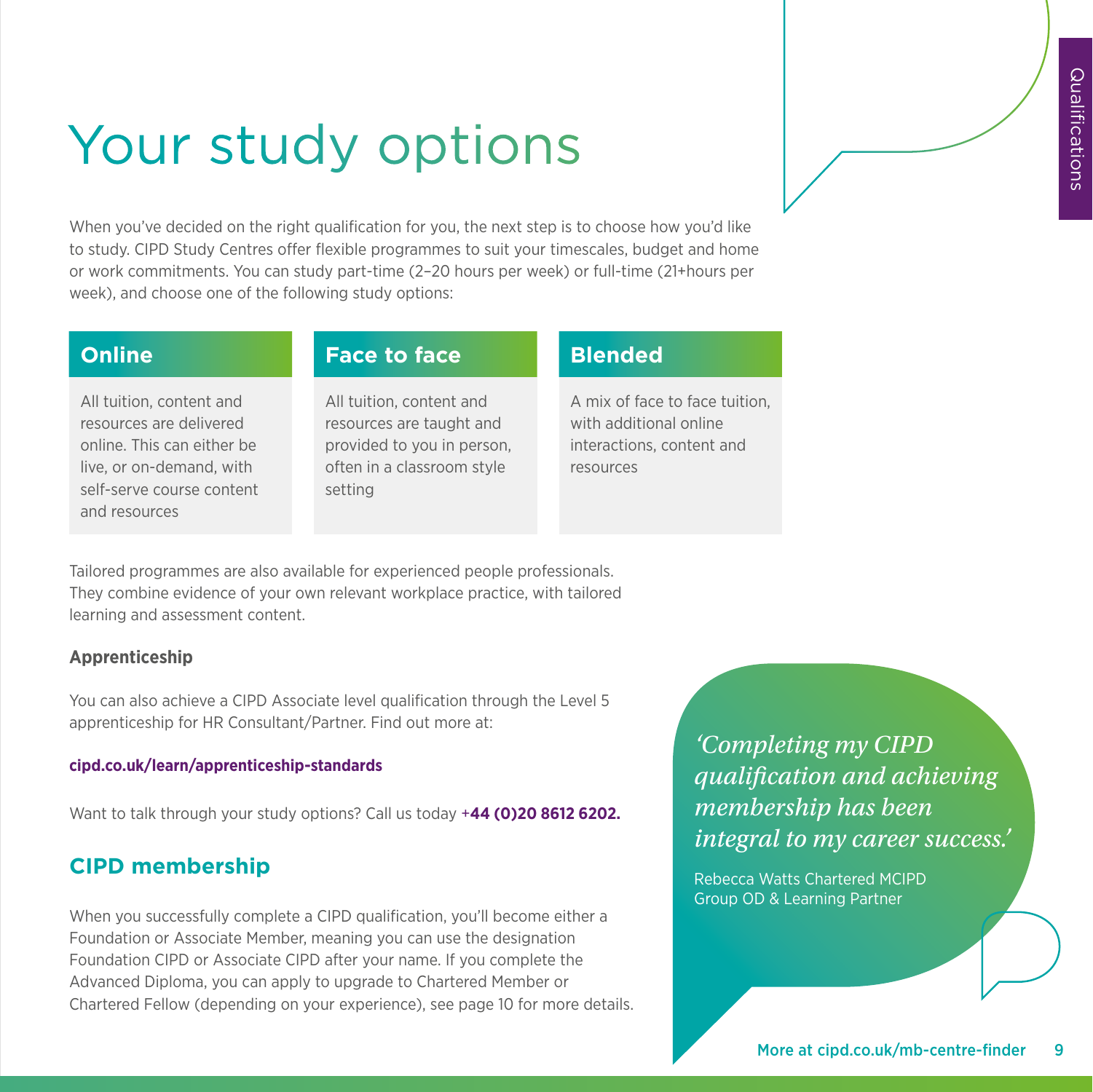# Your study options

When you've decided on the right qualification for you, the next step is to choose how you'd like to study. CIPD Study Centres offer flexible programmes to suit your timescales, budget and home or work commitments. You can study part-time (2–20 hours per week) or full-time (21+hours per week), and choose one of the following study options:

| Online | Face to face | Blended |
|---|---|---|
| All tuition, content and resources are delivered online. This can either be live, or on-demand, with self-serve course content and resources | All tuition, content and resources are taught and provided to you in person, often in a classroom style setting | A mix of face to face tuition, with additional online interactions, content and resources |

Tailored programmes are also available for experienced people professionals. They combine evidence of your own relevant workplace practice, with tailored learning and assessment content.

**Apprenticeship**

You can also achieve a CIPD Associate level qualification through the Level 5 apprenticeship for HR Consultant/Partner. Find out more at:

**cipd.co.uk/learn/apprenticeship-standards**

Want to talk through your study options? Call us today **+44 (0)20 8612 6202.**

## CIPD membership

When you successfully complete a CIPD qualification, you'll become either a Foundation or Associate Member, meaning you can use the designation Foundation CIPD or Associate CIPD after your name. If you complete the Advanced Diploma, you can apply to upgrade to Chartered Member or Chartered Fellow (depending on your experience), see page 10 for more details.

*'Completing my CIPD qualification and achieving membership has been integral to my career success.'*

Rebecca Watts Chartered MCIPD
Group OD & Learning Partner

More at cipd.co.uk/mb-centre-finder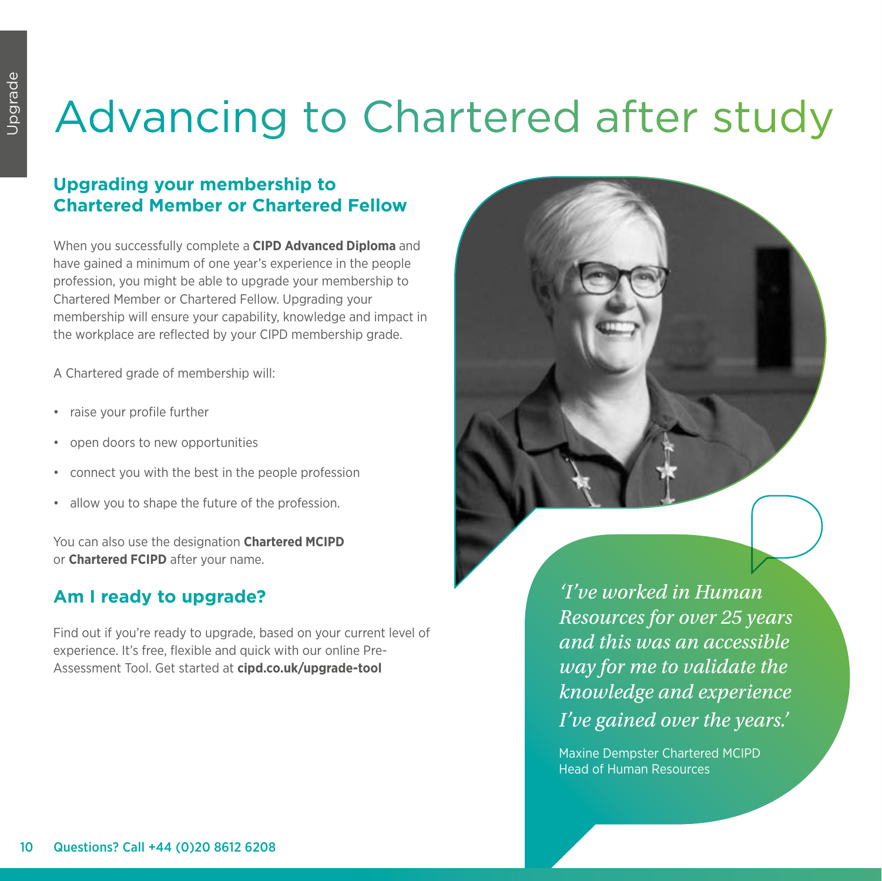# Advancing to Chartered after study

## Upgrading your membership to Chartered Member or Chartered Fellow

When you successfully complete a **CIPD Advanced Diploma** and have gained a minimum of one year's experience in the people profession, you might be able to upgrade your membership to Chartered Member or Chartered Fellow. Upgrading your membership will ensure your capability, knowledge and impact in the workplace are reflected by your CIPD membership grade.

A Chartered grade of membership will:

- raise your profile further
- open doors to new opportunities
- connect you with the best in the people profession
- allow you to shape the future of the profession.

You can also use the designation **Chartered MCIPD** or **Chartered FCIPD** after your name.

## Am I ready to upgrade?

Find out if you're ready to upgrade, based on your current level of experience. It's free, flexible and quick with our online Pre-Assessment Tool. Get started at **cipd.co.uk/upgrade-tool**

*'I've worked in Human Resources for over 25 years and this was an accessible way for me to validate the knowledge and experience I've gained over the years.'*

Maxine Dempster Chartered MCIPD
Head of Human Resources

Questions? Call +44 (0)20 8612 6208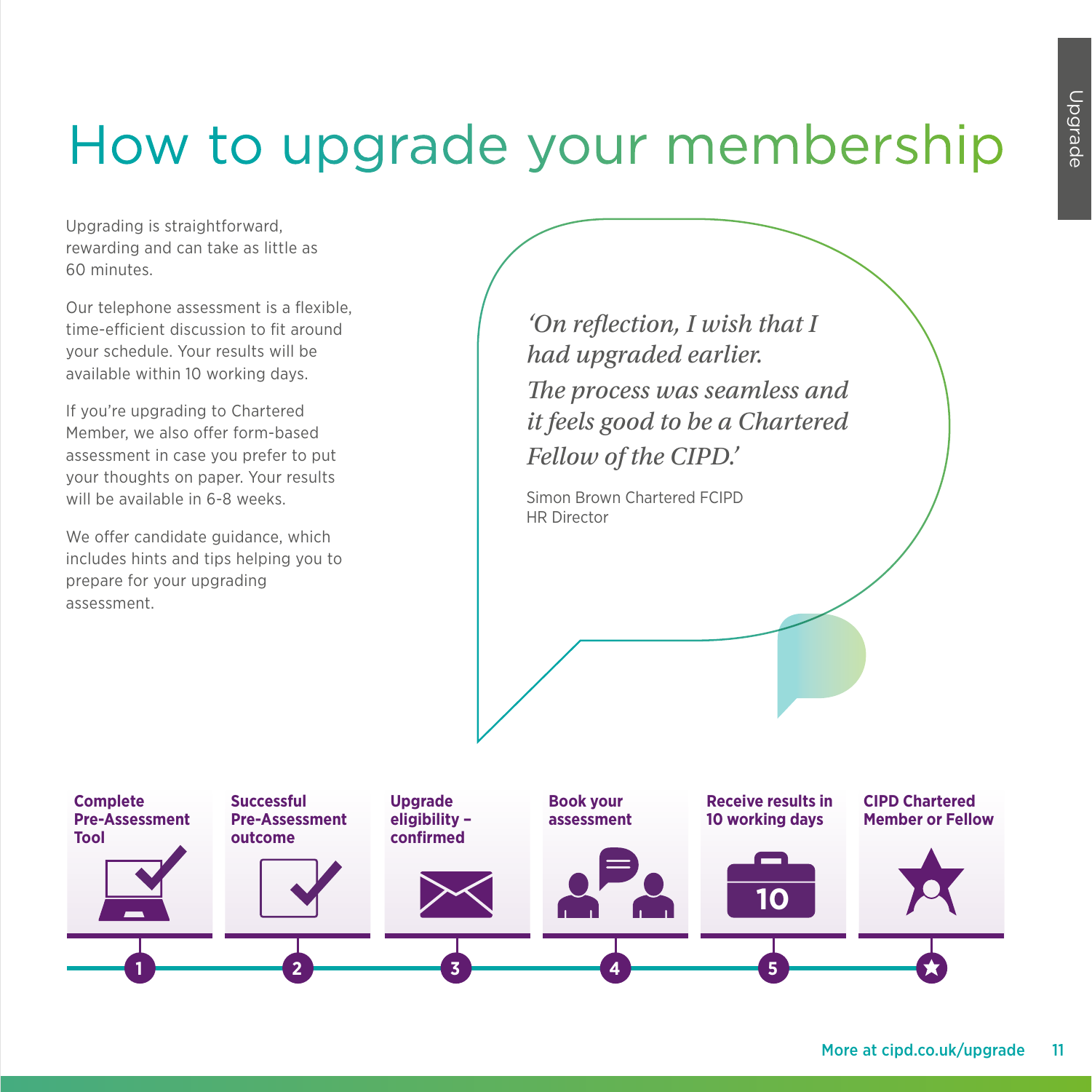# How to upgrade your membership

Upgrading is straightforward, rewarding and can take as little as 60 minutes.

Our telephone assessment is a flexible, time-efficient discussion to fit around your schedule. Your results will be available within 10 working days.

If you're upgrading to Chartered Member, we also offer form-based assessment in case you prefer to put your thoughts on paper. Your results will be available in 6-8 weeks.

We offer candidate guidance, which includes hints and tips helping you to prepare for your upgrading assessment.

*'On reflection, I wish that I had upgraded earlier. The process was seamless and it feels good to be a Chartered Fellow of the CIPD.'*

Simon Brown Chartered FCIPD
HR Director

1. **Complete Pre-Assessment Tool**
2. **Successful Pre-Assessment outcome**
3. **Upgrade eligibility – confirmed**
4. **Book your assessment**
5. **Receive results in 10 working days**

★ **CIPD Chartered Member or Fellow**

More at cipd.co.uk/upgrade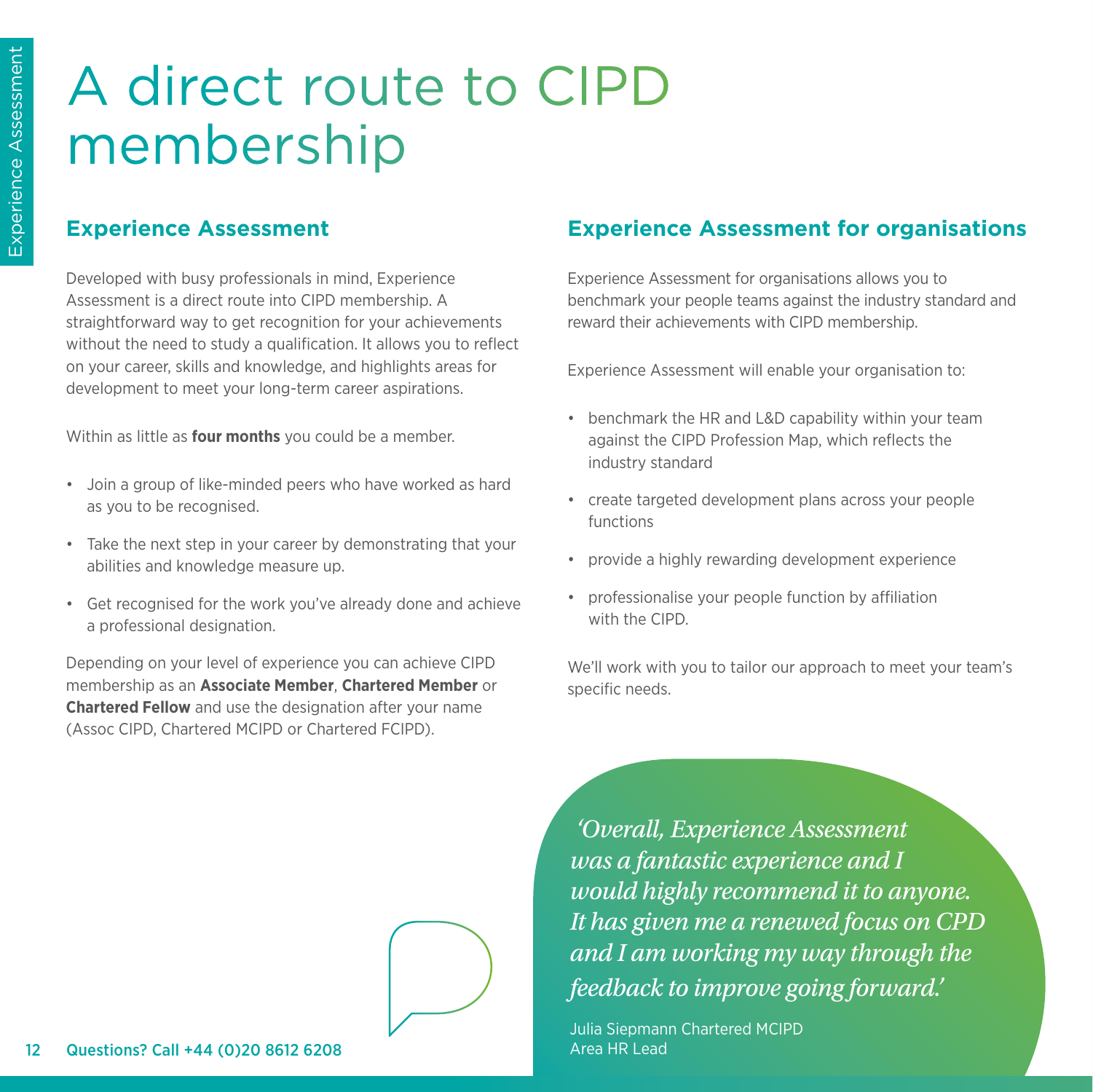# A direct route to CIPD membership

## Experience Assessment

Developed with busy professionals in mind, Experience Assessment is a direct route into CIPD membership. A straightforward way to get recognition for your achievements without the need to study a qualification. It allows you to reflect on your career, skills and knowledge, and highlights areas for development to meet your long-term career aspirations.

Within as little as **four months** you could be a member.

- Join a group of like-minded peers who have worked as hard as you to be recognised.
- Take the next step in your career by demonstrating that your abilities and knowledge measure up.
- Get recognised for the work you've already done and achieve a professional designation.

Depending on your level of experience you can achieve CIPD membership as an **Associate Member**, **Chartered Member** or **Chartered Fellow** and use the designation after your name (Assoc CIPD, Chartered MCIPD or Chartered FCIPD).

## Experience Assessment for organisations

Experience Assessment for organisations allows you to benchmark your people teams against the industry standard and reward their achievements with CIPD membership.

Experience Assessment will enable your organisation to:

- benchmark the HR and L&D capability within your team against the CIPD Profession Map, which reflects the industry standard
- create targeted development plans across your people functions
- provide a highly rewarding development experience
- professionalise your people function by affiliation with the CIPD.

We'll work with you to tailor our approach to meet your team's specific needs.

*'Overall, Experience Assessment was a fantastic experience and I would highly recommend it to anyone. It has given me a renewed focus on CPD and I am working my way through the feedback to improve going forward.'*

Julia Siepmann Chartered MCIPD
Area HR Lead

Questions? Call +44 (0)20 8612 6208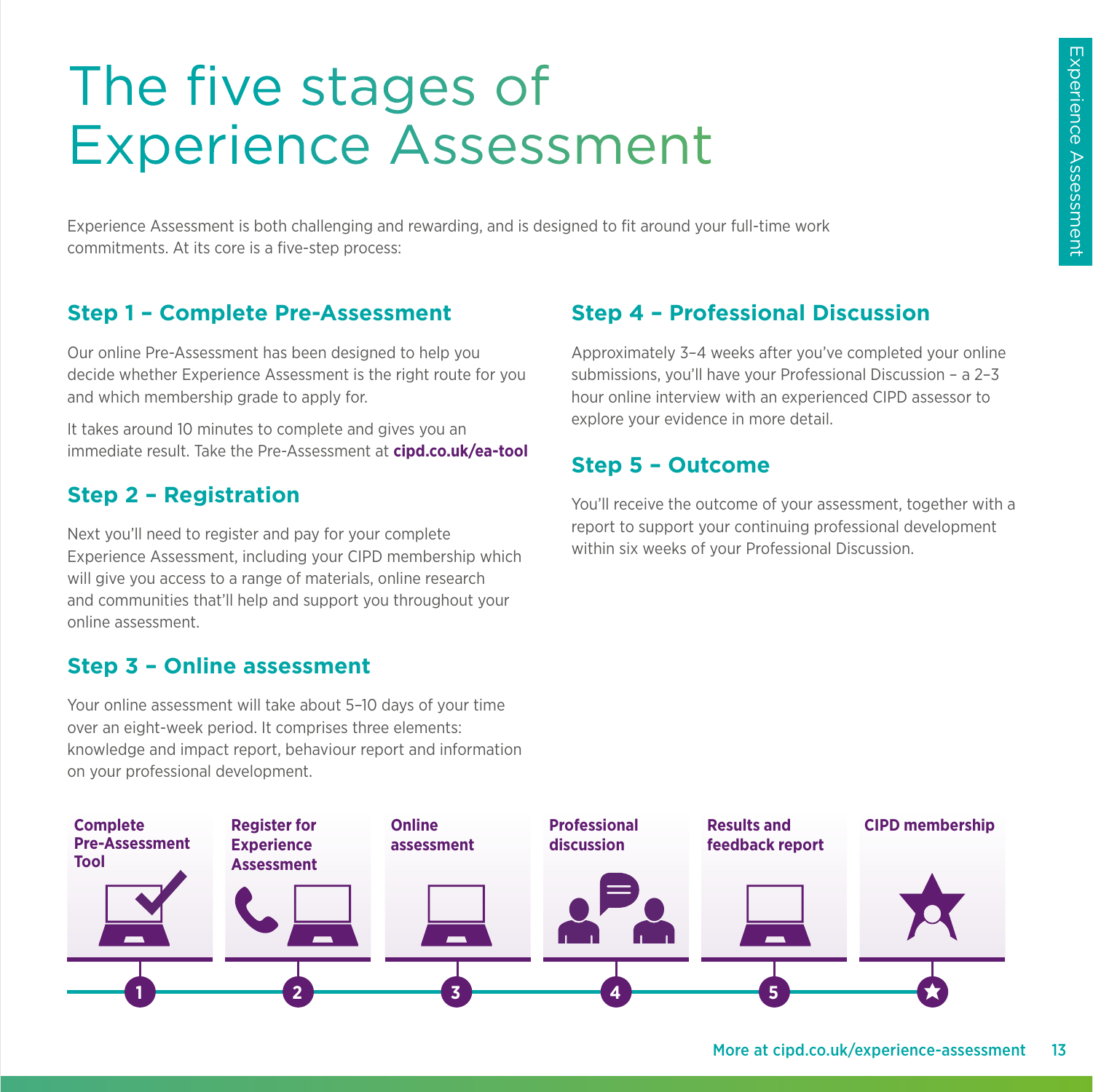# The five stages of Experience Assessment

Experience Assessment is both challenging and rewarding, and is designed to fit around your full-time work commitments. At its core is a five-step process:

## Step 1 – Complete Pre-Assessment

Our online Pre-Assessment has been designed to help you decide whether Experience Assessment is the right route for you and which membership grade to apply for.

It takes around 10 minutes to complete and gives you an immediate result. Take the Pre-Assessment at **cipd.co.uk/ea-tool**

## Step 2 – Registration

Next you'll need to register and pay for your complete Experience Assessment, including your CIPD membership which will give you access to a range of materials, online research and communities that'll help and support you throughout your online assessment.

## Step 3 – Online assessment

Your online assessment will take about 5–10 days of your time over an eight-week period. It comprises three elements: knowledge and impact report, behaviour report and information on your professional development.

## Step 4 – Professional Discussion

Approximately 3–4 weeks after you've completed your online submissions, you'll have your Professional Discussion – a 2–3 hour online interview with an experienced CIPD assessor to explore your evidence in more detail.

## Step 5 – Outcome

You'll receive the outcome of your assessment, together with a report to support your continuing professional development within six weeks of your Professional Discussion.

1. **Complete Pre-Assessment Tool**
2. **Register for Experience Assessment**
3. **Online assessment**
4. **Professional discussion**
5. **Results and feedback report**

★ **CIPD membership**

More at cipd.co.uk/experience-assessment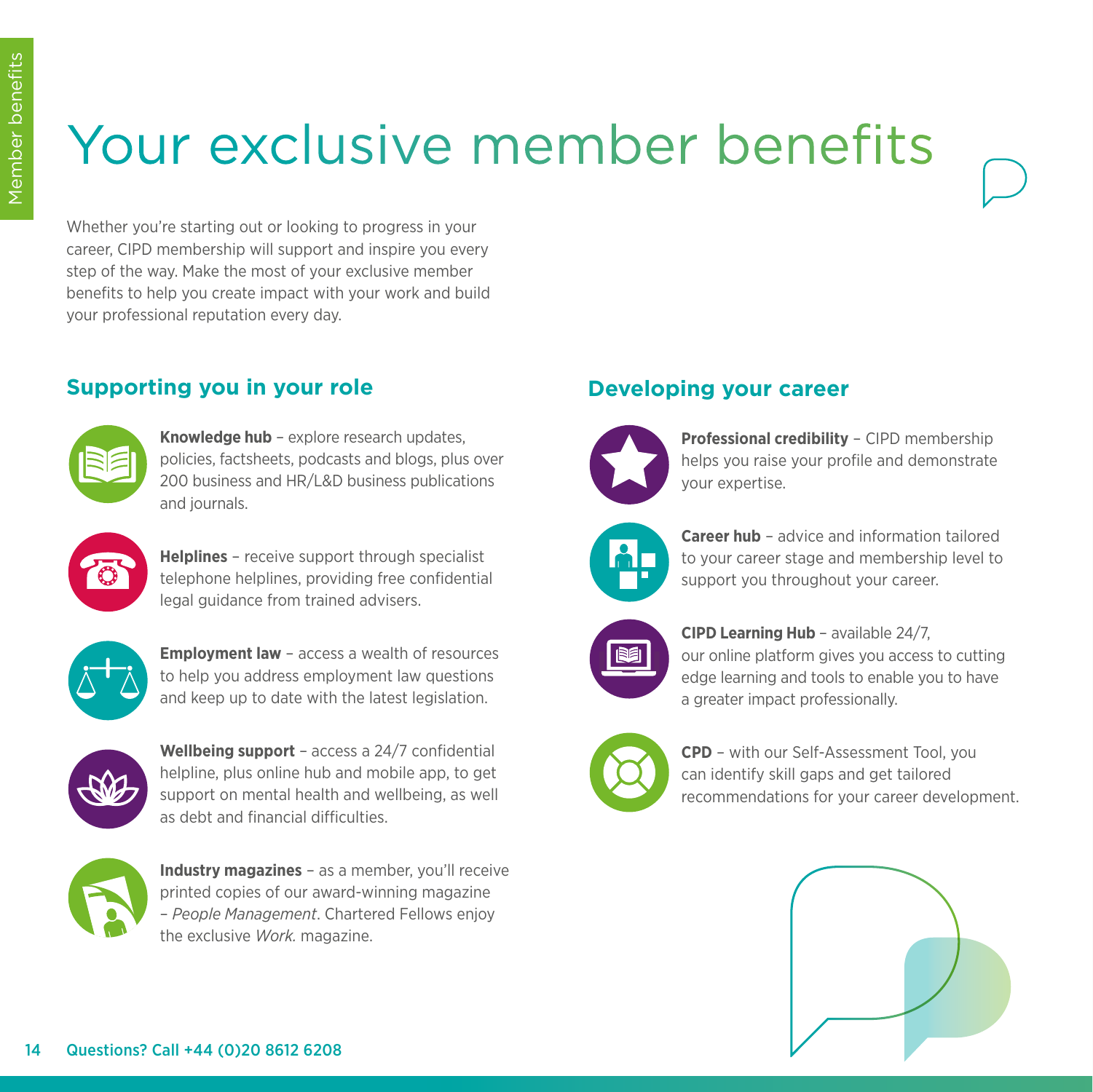# Your exclusive member benefits

Whether you're starting out or looking to progress in your career, CIPD membership will support and inspire you every step of the way. Make the most of your exclusive member benefits to help you create impact with your work and build your professional reputation every day.

## Supporting you in your role

**Knowledge hub** – explore research updates, policies, factsheets, podcasts and blogs, plus over 200 business and HR/L&D business publications and journals.

**Helplines** – receive support through specialist telephone helplines, providing free confidential legal guidance from trained advisers.

**Employment law** – access a wealth of resources to help you address employment law questions and keep up to date with the latest legislation.

**Wellbeing support** – access a 24/7 confidential helpline, plus online hub and mobile app, to get support on mental health and wellbeing, as well as debt and financial difficulties.

**Industry magazines** – as a member, you'll receive printed copies of our award-winning magazine – *People Management*. Chartered Fellows enjoy the exclusive *Work.* magazine.

## Developing your career

**Professional credibility** – CIPD membership helps you raise your profile and demonstrate your expertise.

**Career hub** – advice and information tailored to your career stage and membership level to support you throughout your career.

**CIPD Learning Hub** – available 24/7, our online platform gives you access to cutting edge learning and tools to enable you to have a greater impact professionally.

**CPD** – with our Self-Assessment Tool, you can identify skill gaps and get tailored recommendations for your career development.

Questions? Call +44 (0)20 8612 6208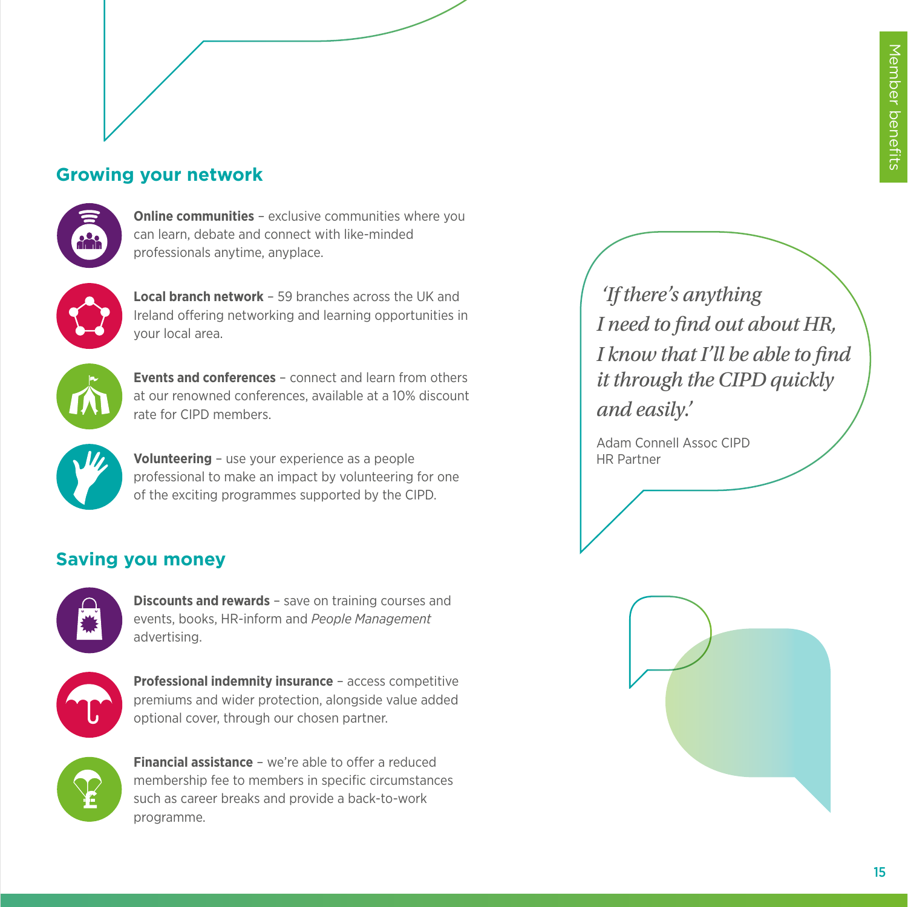## Growing your network

**Online communities** – exclusive communities where you can learn, debate and connect with like-minded professionals anytime, anyplace.

**Local branch network** – 59 branches across the UK and Ireland offering networking and learning opportunities in your local area.

**Events and conferences** – connect and learn from others at our renowned conferences, available at a 10% discount rate for CIPD members.

**Volunteering** – use your experience as a people professional to make an impact by volunteering for one of the exciting programmes supported by the CIPD.

## Saving you money

**Discounts and rewards** – save on training courses and events, books, HR-inform and *People Management* advertising.

**Professional indemnity insurance** – access competitive premiums and wider protection, alongside value added optional cover, through our chosen partner.

**Financial assistance** – we're able to offer a reduced membership fee to members in specific circumstances such as career breaks and provide a back-to-work programme.

*'If there's anything I need to find out about HR, I know that I'll be able to find it through the CIPD quickly and easily.'*

Adam Connell Assoc CIPD
HR Partner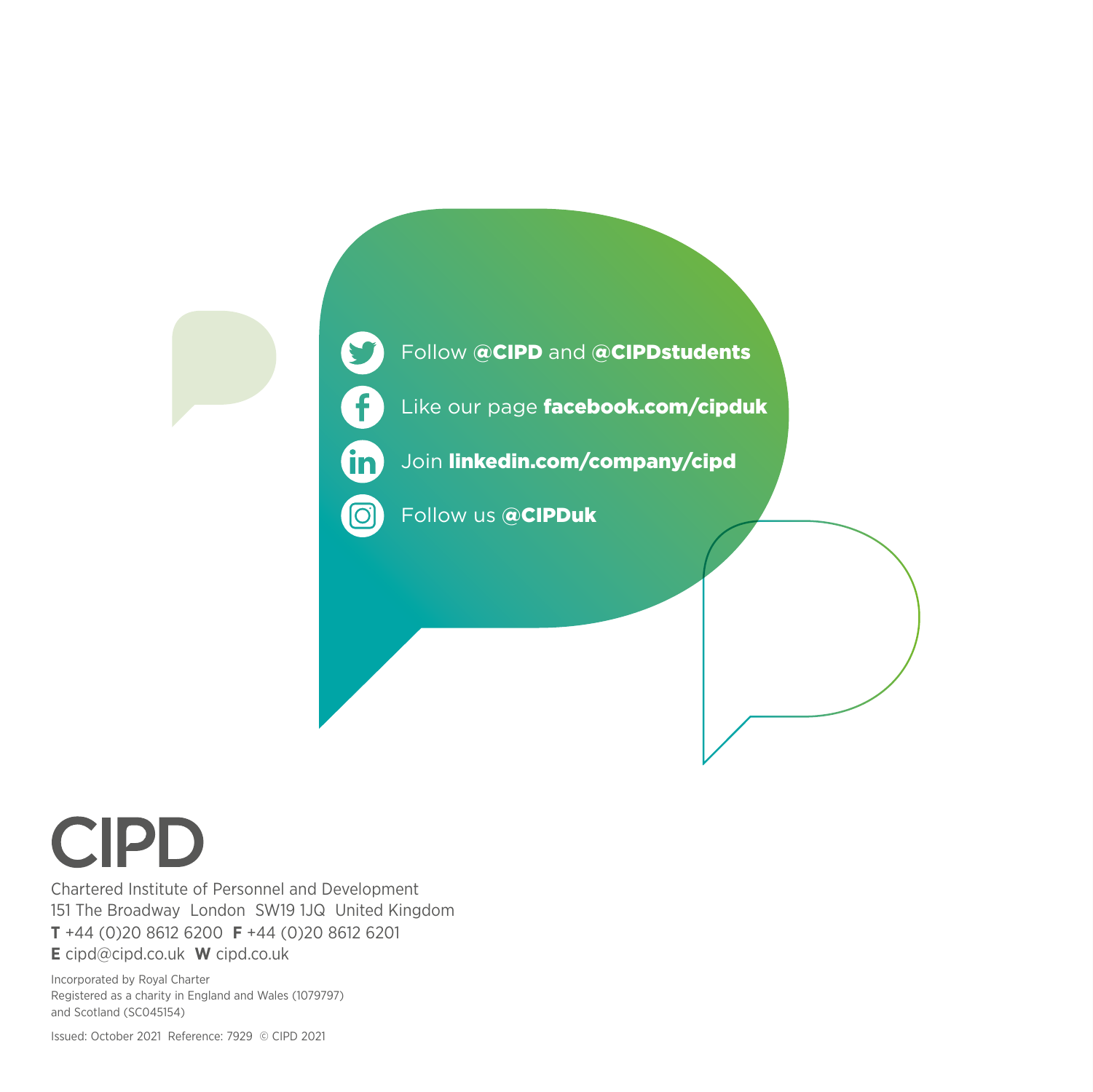Follow **@CIPD** and **@CIPDstudents**

Like our page **facebook.com/cipduk**

Join **linkedin.com/company/cipd**

Follow us **@CIPDuk**

# CIPD

Chartered Institute of Personnel and Development
151 The Broadway London SW19 1JQ United Kingdom
**T** +44 (0)20 8612 6200 **F** +44 (0)20 8612 6201
**E** cipd@cipd.co.uk **W** cipd.co.uk

Incorporated by Royal Charter
Registered as a charity in England and Wales (1079797)
and Scotland (SC045154)

Issued: October 2021 Reference: 7929 © CIPD 2021